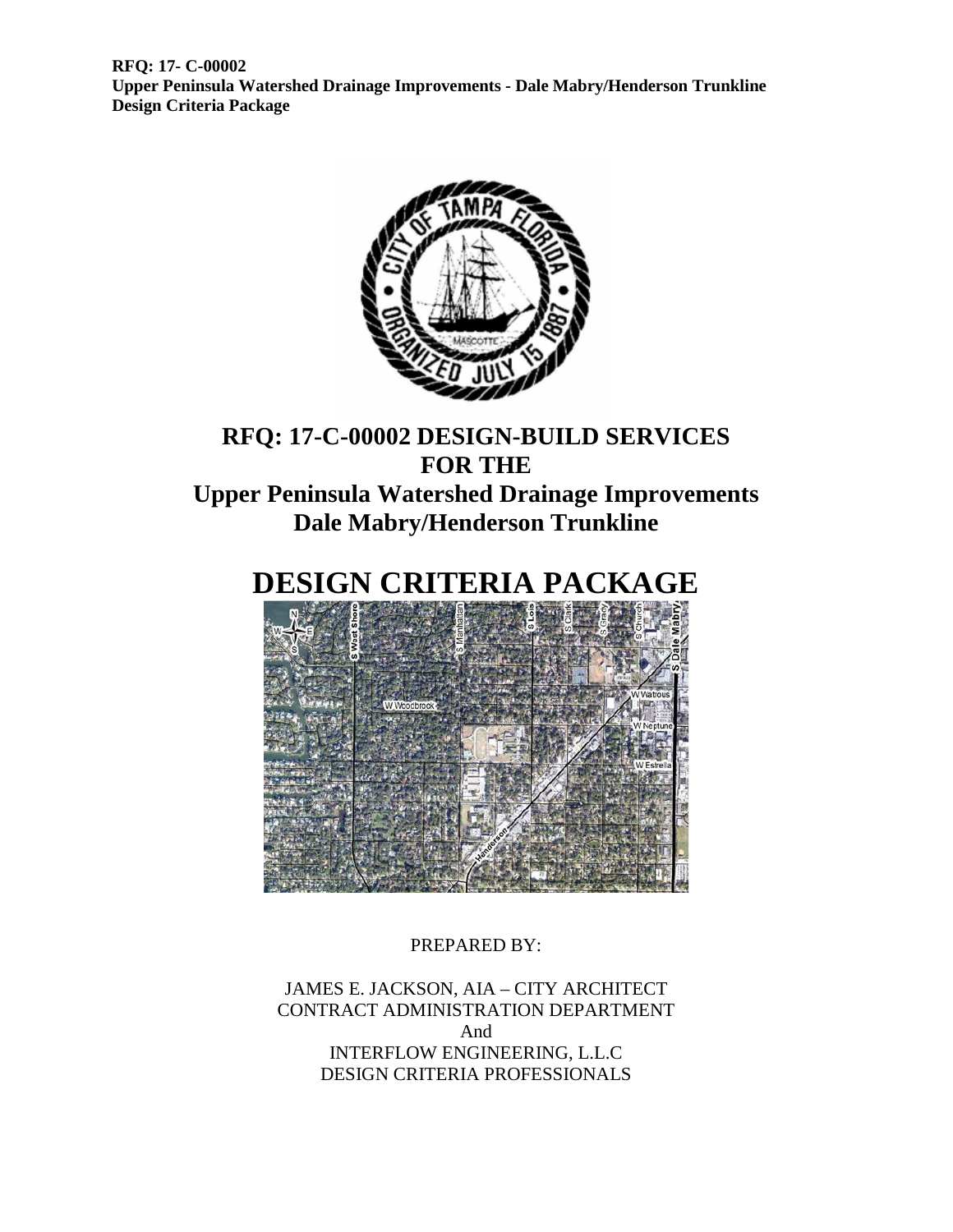**RFQ: 17- C-00002**
**Upper Peninsula Watershed Drainage Improvements - Dale Mabry/Henderson Trunkline**
**Design Criteria Package**

# RFQ: 17-C-00002 DESIGN-BUILD SERVICES FOR THE Upper Peninsula Watershed Drainage Improvements Dale Mabry/Henderson Trunkline

# DESIGN CRITERIA PACKAGE

PREPARED BY:

JAMES E. JACKSON, AIA – CITY ARCHITECT
CONTRACT ADMINISTRATION DEPARTMENT
And
INTERFLOW ENGINEERING, L.L.C
DESIGN CRITERIA PROFESSIONALS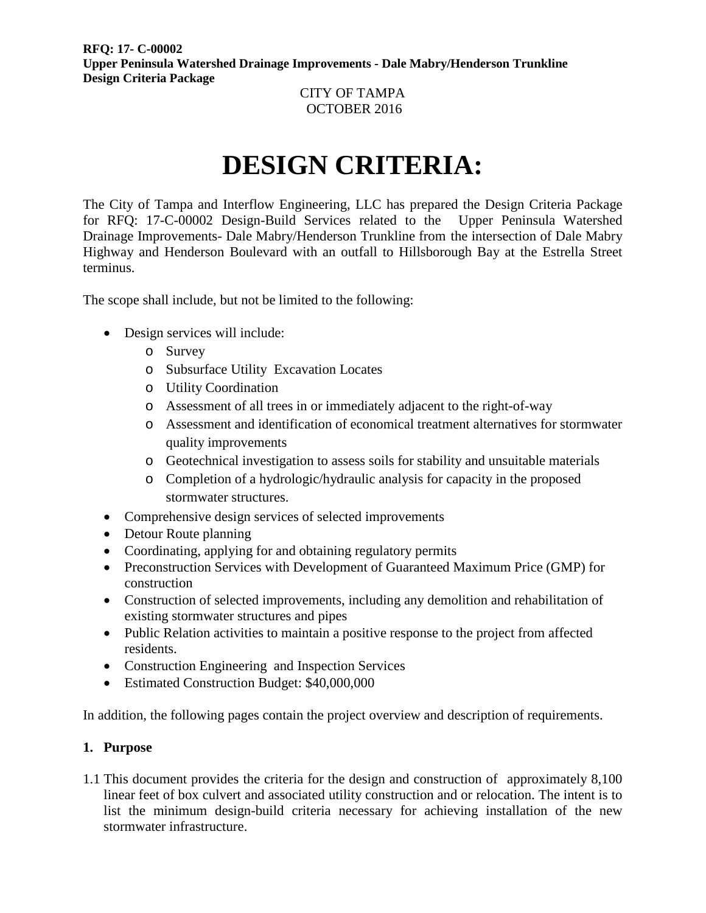**RFQ: 17- C-00002**
**Upper Peninsula Watershed Drainage Improvements - Dale Mabry/Henderson Trunkline**
**Design Criteria Package**

CITY OF TAMPA
OCTOBER 2016

# DESIGN CRITERIA:

The City of Tampa and Interflow Engineering, LLC has prepared the Design Criteria Package for RFQ: 17-C-00002 Design-Build Services related to the Upper Peninsula Watershed Drainage Improvements- Dale Mabry/Henderson Trunkline from the intersection of Dale Mabry Highway and Henderson Boulevard with an outfall to Hillsborough Bay at the Estrella Street terminus.

The scope shall include, but not be limited to the following:

- Design services will include:
  - Survey
  - Subsurface Utility Excavation Locates
  - Utility Coordination
  - Assessment of all trees in or immediately adjacent to the right-of-way
  - Assessment and identification of economical treatment alternatives for stormwater quality improvements
  - Geotechnical investigation to assess soils for stability and unsuitable materials
  - Completion of a hydrologic/hydraulic analysis for capacity in the proposed stormwater structures.
- Comprehensive design services of selected improvements
- Detour Route planning
- Coordinating, applying for and obtaining regulatory permits
- Preconstruction Services with Development of Guaranteed Maximum Price (GMP) for construction
- Construction of selected improvements, including any demolition and rehabilitation of existing stormwater structures and pipes
- Public Relation activities to maintain a positive response to the project from affected residents.
- Construction Engineering and Inspection Services
- Estimated Construction Budget: $40,000,000

In addition, the following pages contain the project overview and description of requirements.

## 1. Purpose

1.1 This document provides the criteria for the design and construction of approximately 8,100 linear feet of box culvert and associated utility construction and or relocation. The intent is to list the minimum design-build criteria necessary for achieving installation of the new stormwater infrastructure.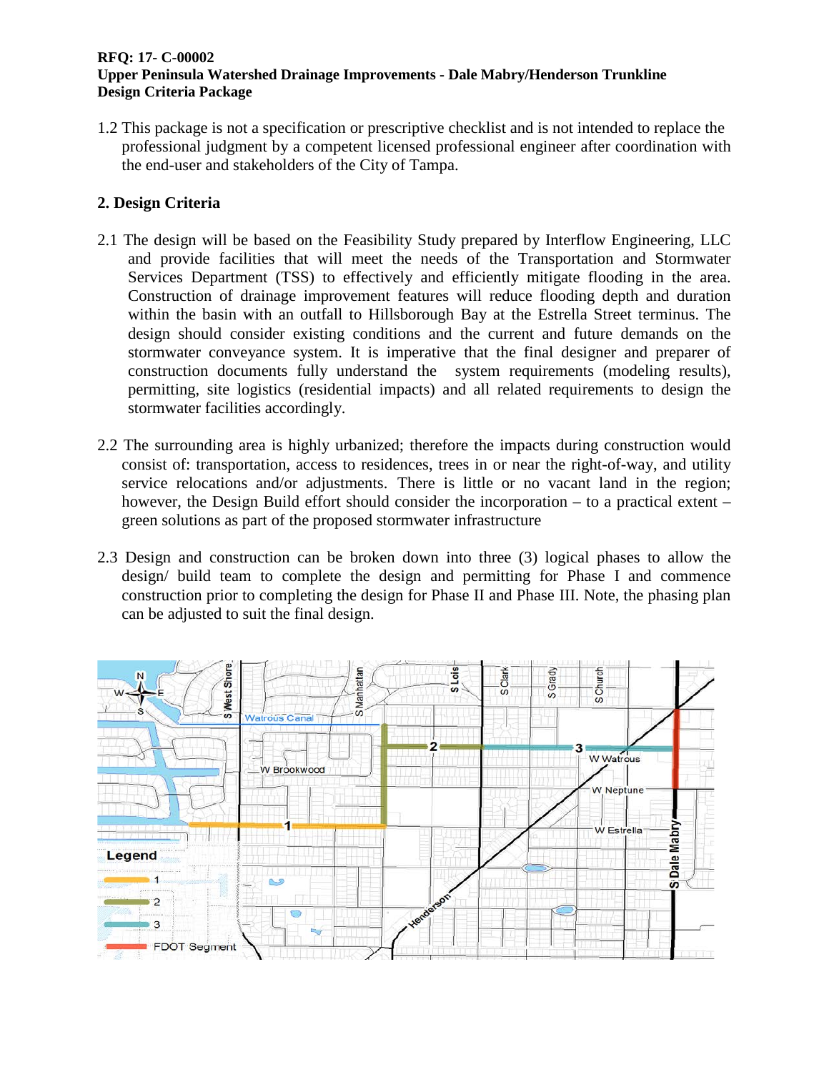1.2 This package is not a specification or prescriptive checklist and is not intended to replace the professional judgment by a competent licensed professional engineer after coordination with the end-user and stakeholders of the City of Tampa.

## 2. Design Criteria

2.1 The design will be based on the Feasibility Study prepared by Interflow Engineering, LLC and provide facilities that will meet the needs of the Transportation and Stormwater Services Department (TSS) to effectively and efficiently mitigate flooding in the area. Construction of drainage improvement features will reduce flooding depth and duration within the basin with an outfall to Hillsborough Bay at the Estrella Street terminus. The design should consider existing conditions and the current and future demands on the stormwater conveyance system. It is imperative that the final designer and preparer of construction documents fully understand the system requirements (modeling results), permitting, site logistics (residential impacts) and all related requirements to design the stormwater facilities accordingly.

2.2 The surrounding area is highly urbanized; therefore the impacts during construction would consist of: transportation, access to residences, trees in or near the right-of-way, and utility service relocations and/or adjustments. There is little or no vacant land in the region; however, the Design Build effort should consider the incorporation – to a practical extent – green solutions as part of the proposed stormwater infrastructure

2.3 Design and construction can be broken down into three (3) logical phases to allow the design/ build team to complete the design and permitting for Phase I and commence construction prior to completing the design for Phase II and Phase III. Note, the phasing plan can be adjusted to suit the final design.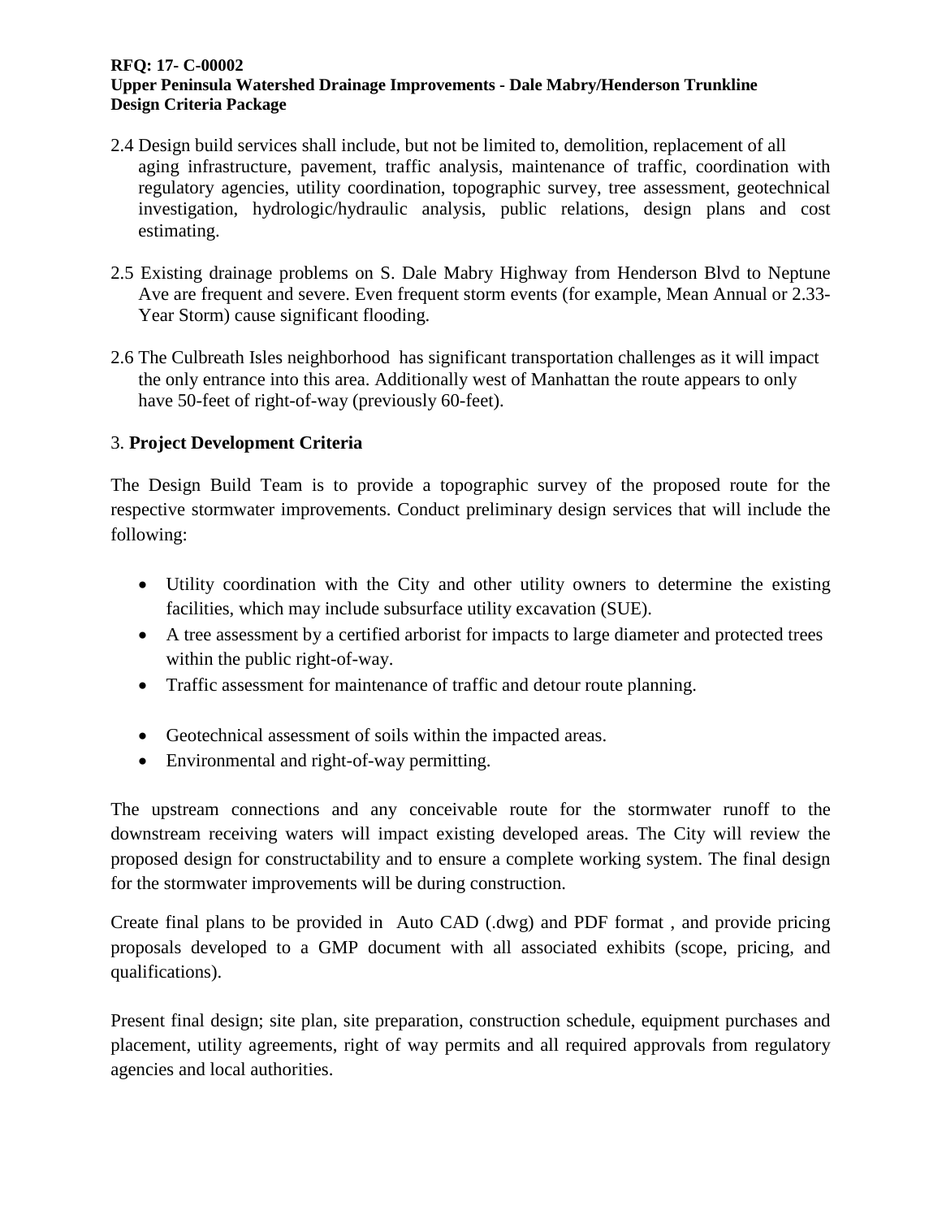2.4 Design build services shall include, but not be limited to, demolition, replacement of all aging infrastructure, pavement, traffic analysis, maintenance of traffic, coordination with regulatory agencies, utility coordination, topographic survey, tree assessment, geotechnical investigation, hydrologic/hydraulic analysis, public relations, design plans and cost estimating.

2.5 Existing drainage problems on S. Dale Mabry Highway from Henderson Blvd to Neptune Ave are frequent and severe. Even frequent storm events (for example, Mean Annual or 2.33-Year Storm) cause significant flooding.

2.6 The Culbreath Isles neighborhood has significant transportation challenges as it will impact the only entrance into this area. Additionally west of Manhattan the route appears to only have 50-feet of right-of-way (previously 60-feet).

## 3. **Project Development Criteria**

The Design Build Team is to provide a topographic survey of the proposed route for the respective stormwater improvements. Conduct preliminary design services that will include the following:

- Utility coordination with the City and other utility owners to determine the existing facilities, which may include subsurface utility excavation (SUE).
- A tree assessment by a certified arborist for impacts to large diameter and protected trees within the public right-of-way.
- Traffic assessment for maintenance of traffic and detour route planning.
- Geotechnical assessment of soils within the impacted areas.
- Environmental and right-of-way permitting.

The upstream connections and any conceivable route for the stormwater runoff to the downstream receiving waters will impact existing developed areas. The City will review the proposed design for constructability and to ensure a complete working system. The final design for the stormwater improvements will be during construction.

Create final plans to be provided in Auto CAD (.dwg) and PDF format , and provide pricing proposals developed to a GMP document with all associated exhibits (scope, pricing, and qualifications).

Present final design; site plan, site preparation, construction schedule, equipment purchases and placement, utility agreements, right of way permits and all required approvals from regulatory agencies and local authorities.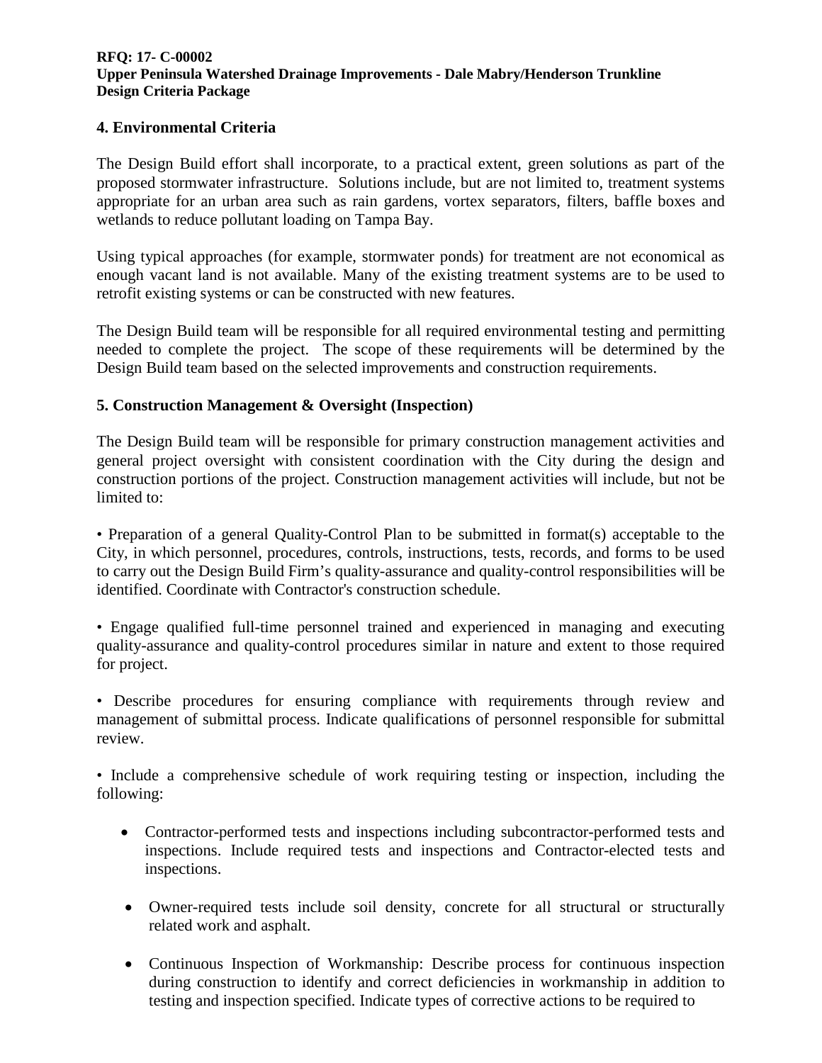## 4. Environmental Criteria

The Design Build effort shall incorporate, to a practical extent, green solutions as part of the proposed stormwater infrastructure. Solutions include, but are not limited to, treatment systems appropriate for an urban area such as rain gardens, vortex separators, filters, baffle boxes and wetlands to reduce pollutant loading on Tampa Bay.

Using typical approaches (for example, stormwater ponds) for treatment are not economical as enough vacant land is not available. Many of the existing treatment systems are to be used to retrofit existing systems or can be constructed with new features.

The Design Build team will be responsible for all required environmental testing and permitting needed to complete the project. The scope of these requirements will be determined by the Design Build team based on the selected improvements and construction requirements.

## 5. Construction Management & Oversight (Inspection)

The Design Build team will be responsible for primary construction management activities and general project oversight with consistent coordination with the City during the design and construction portions of the project. Construction management activities will include, but not be limited to:

• Preparation of a general Quality-Control Plan to be submitted in format(s) acceptable to the City, in which personnel, procedures, controls, instructions, tests, records, and forms to be used to carry out the Design Build Firm's quality-assurance and quality-control responsibilities will be identified. Coordinate with Contractor's construction schedule.

• Engage qualified full-time personnel trained and experienced in managing and executing quality-assurance and quality-control procedures similar in nature and extent to those required for project.

• Describe procedures for ensuring compliance with requirements through review and management of submittal process. Indicate qualifications of personnel responsible for submittal review.

• Include a comprehensive schedule of work requiring testing or inspection, including the following:

- Contractor-performed tests and inspections including subcontractor-performed tests and inspections. Include required tests and inspections and Contractor-elected tests and inspections.
- Owner-required tests include soil density, concrete for all structural or structurally related work and asphalt.
- Continuous Inspection of Workmanship: Describe process for continuous inspection during construction to identify and correct deficiencies in workmanship in addition to testing and inspection specified. Indicate types of corrective actions to be required to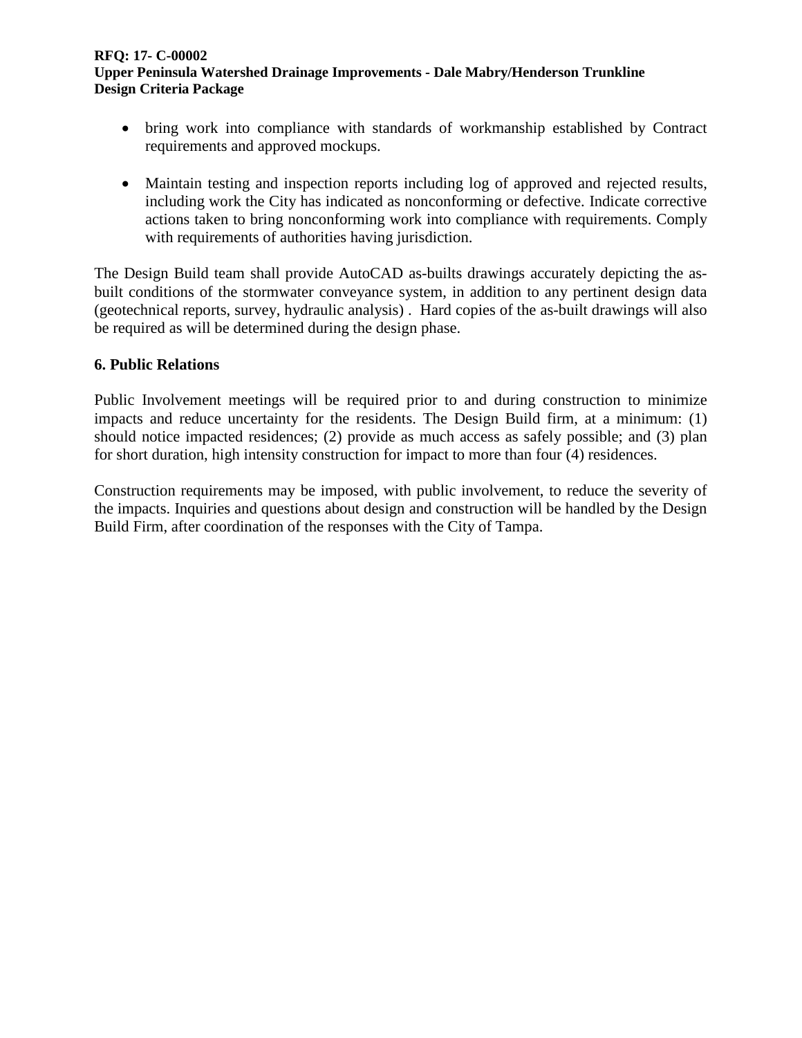- bring work into compliance with standards of workmanship established by Contract requirements and approved mockups.

- Maintain testing and inspection reports including log of approved and rejected results, including work the City has indicated as nonconforming or defective. Indicate corrective actions taken to bring nonconforming work into compliance with requirements. Comply with requirements of authorities having jurisdiction.

The Design Build team shall provide AutoCAD as-builts drawings accurately depicting the as-built conditions of the stormwater conveyance system, in addition to any pertinent design data (geotechnical reports, survey, hydraulic analysis) . Hard copies of the as-built drawings will also be required as will be determined during the design phase.

## 6. Public Relations

Public Involvement meetings will be required prior to and during construction to minimize impacts and reduce uncertainty for the residents. The Design Build firm, at a minimum: (1) should notice impacted residences; (2) provide as much access as safely possible; and (3) plan for short duration, high intensity construction for impact to more than four (4) residences.

Construction requirements may be imposed, with public involvement, to reduce the severity of the impacts. Inquiries and questions about design and construction will be handled by the Design Build Firm, after coordination of the responses with the City of Tampa.